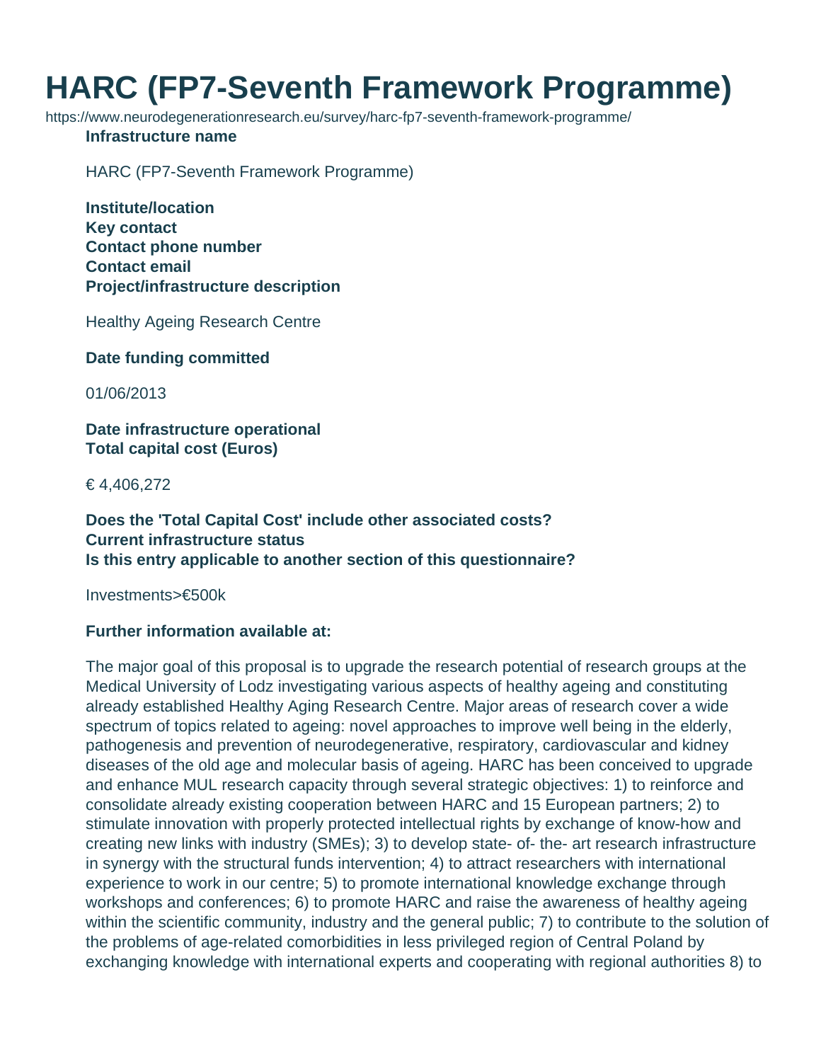# HARC (FP7-Seventh Framework Programme)

https://www.neurodegenerationresearch.eu/survey/harc-fp7-seventh-framework-programme/

**Infrastructure name**

HARC (FP7-Seventh Framework Programme)

**Institute/location**
**Key contact**
**Contact phone number**
**Contact email**
**Project/infrastructure description**

Healthy Ageing Research Centre

**Date funding committed**

01/06/2013

**Date infrastructure operational**
**Total capital cost (Euros)**

€ 4,406,272

**Does the 'Total Capital Cost' include other associated costs?**
**Current infrastructure status**
**Is this entry applicable to another section of this questionnaire?**

Investments>€500k

**Further information available at:**

The major goal of this proposal is to upgrade the research potential of research groups at the Medical University of Lodz investigating various aspects of healthy ageing and constituting already established Healthy Aging Research Centre. Major areas of research cover a wide spectrum of topics related to ageing: novel approaches to improve well being in the elderly, pathogenesis and prevention of neurodegenerative, respiratory, cardiovascular and kidney diseases of the old age and molecular basis of ageing. HARC has been conceived to upgrade and enhance MUL research capacity through several strategic objectives: 1) to reinforce and consolidate already existing cooperation between HARC and 15 European partners; 2) to stimulate innovation with properly protected intellectual rights by exchange of know-how and creating new links with industry (SMEs); 3) to develop state- of- the- art research infrastructure in synergy with the structural funds intervention; 4) to attract researchers with international experience to work in our centre; 5) to promote international knowledge exchange through workshops and conferences; 6) to promote HARC and raise the awareness of healthy ageing within the scientific community, industry and the general public; 7) to contribute to the solution of the problems of age-related comorbidities in less privileged region of Central Poland by exchanging knowledge with international experts and cooperating with regional authorities 8) to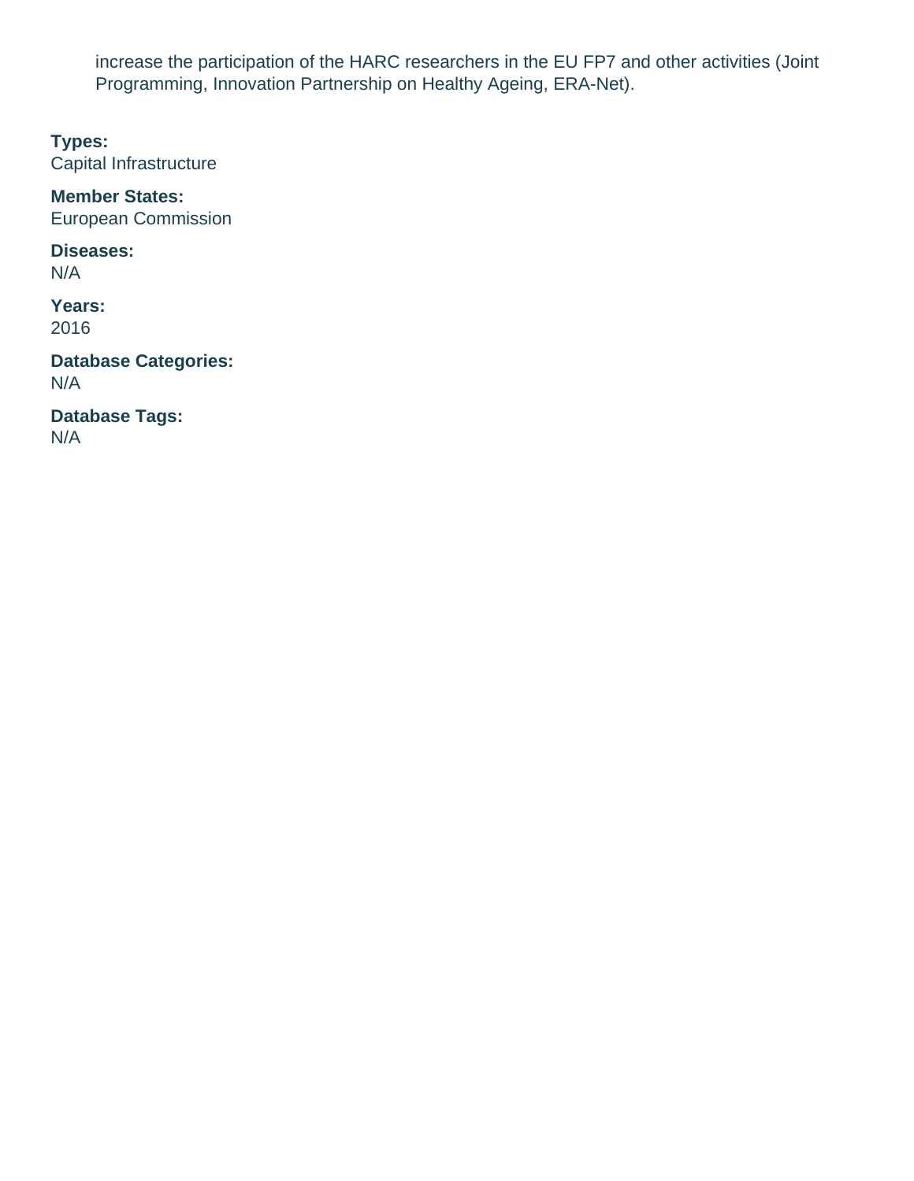increase the participation of the HARC researchers in the EU FP7 and other activities (Joint Programming, Innovation Partnership on Healthy Ageing, ERA-Net).

**Types:**
Capital Infrastructure

**Member States:**
European Commission

**Diseases:**
N/A

**Years:**
2016

**Database Categories:**
N/A

**Database Tags:**
N/A